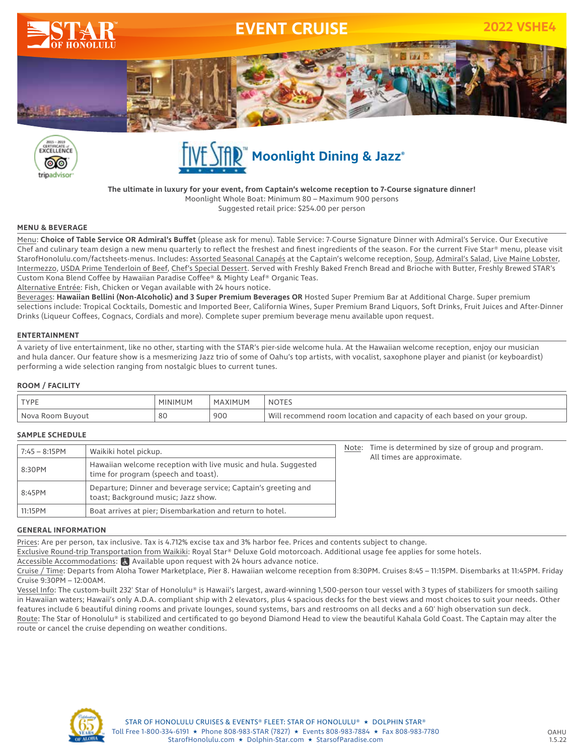# EVENT CRUISE

2022 VSHE4

## FIVE STAR™ Moonlight Dining & Jazz®

**The ultimate in luxury for your event, from Captain's welcome reception to 7-Course signature dinner!**
Moonlight Whole Boat: Minimum 80 – Maximum 900 persons
Suggested retail price: $254.00 per person

### MENU & BEVERAGE

Menu: **Choice of Table Service OR Admiral's Buffet** (please ask for menu). Table Service: 7-Course Signature Dinner with Admiral's Service. Our Executive Chef and culinary team design a new menu quarterly to reflect the freshest and finest ingredients of the season. For the current Five Star® menu, please visit StarofHonolulu.com/factsheets-menus. Includes: Assorted Seasonal Canapés at the Captain's welcome reception, Soup, Admiral's Salad, Live Maine Lobster, Intermezzo, USDA Prime Tenderloin of Beef, Chef's Special Dessert. Served with Freshly Baked French Bread and Brioche with Butter, Freshly Brewed STAR's Custom Kona Blend Coffee by Hawaiian Paradise Coffee® & Mighty Leaf® Organic Teas.

Alternative Entrée: Fish, Chicken or Vegan available with 24 hours notice.

Beverages: **Hawaiian Bellini (Non-Alcoholic) and 3 Super Premium Beverages OR** Hosted Super Premium Bar at Additional Charge. Super premium selections include: Tropical Cocktails, Domestic and Imported Beer, California Wines, Super Premium Brand Liquors, Soft Drinks, Fruit Juices and After-Dinner Drinks (Liqueur Coffees, Cognacs, Cordials and more). Complete super premium beverage menu available upon request.

### ENTERTAINMENT

A variety of live entertainment, like no other, starting with the STAR's pier-side welcome hula. At the Hawaiian welcome reception, enjoy our musician and hula dancer. Our feature show is a mesmerizing Jazz trio of some of Oahu's top artists, with vocalist, saxophone player and pianist (or keyboardist) performing a wide selection ranging from nostalgic blues to current tunes.

### ROOM / FACILITY

| TYPE | MINIMUM | MAXIMUM | NOTES |
|---|---|---|---|
| Nova Room Buyout | 80 | 900 | Will recommend room location and capacity of each based on your group. |

### SAMPLE SCHEDULE

| | |
|---|---|
| 7:45 – 8:15PM | Waikiki hotel pickup. |
| 8:30PM | Hawaiian welcome reception with live music and hula. Suggested time for program (speech and toast). |
| 8:45PM | Departure; Dinner and beverage service; Captain's greeting and toast; Background music; Jazz show. |
| 11:15PM | Boat arrives at pier; Disembarkation and return to hotel. |

Note: Time is determined by size of group and program. All times are approximate.

### GENERAL INFORMATION

Prices: Are per person, tax inclusive. Tax is 4.712% excise tax and 3% harbor fee. Prices and contents subject to change.

Exclusive Round-trip Transportation from Waikiki: Royal Star® Deluxe Gold motorcoach. Additional usage fee applies for some hotels.

Accessible Accommodations: Available upon request with 24 hours advance notice.

Cruise / Time: Departs from Aloha Tower Marketplace, Pier 8. Hawaiian welcome reception from 8:30PM. Cruises 8:45 – 11:15PM. Disembarks at 11:45PM. Friday Cruise 9:30PM – 12:00AM.

Vessel Info: The custom-built 232' Star of Honolulu® is Hawaii's largest, award-winning 1,500-person tour vessel with 3 types of stabilizers for smooth sailing in Hawaiian waters; Hawaii's only A.D.A. compliant ship with 2 elevators, plus 4 spacious decks for the best views and most choices to suit your needs. Other features include 6 beautiful dining rooms and private lounges, sound systems, bars and restrooms on all decks and a 60' high observation sun deck.

Route: The Star of Honolulu® is stabilized and certificated to go beyond Diamond Head to view the beautiful Kahala Gold Coast. The Captain may alter the route or cancel the cruise depending on weather conditions.

STAR OF HONOLULU CRUISES & EVENTS® FLEET: STAR OF HONOLULU® ★ DOLPHIN STAR®
Toll Free 1-800-334-6191 ★ Phone 808-983-STAR (7827) ★ Events 808-983-7884 ★ Fax 808-983-7780
StarofHonolulu.com ★ Dolphin-Star.com ★ StarsofParadise.com

OAHU 1.5.22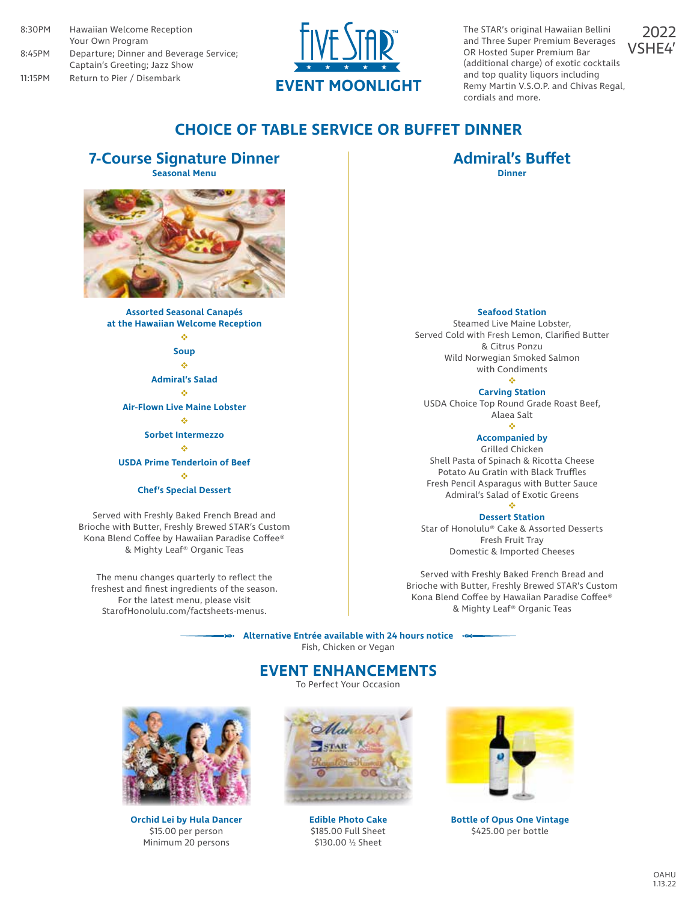8:30PM Hawaiian Welcome Reception
Your Own Program

8:45PM Departure; Dinner and Beverage Service; Captain's Greeting; Jazz Show

11:15PM Return to Pier / Disembark

# FIVE STAR™
## EVENT MOONLIGHT

The STAR's original Hawaiian Bellini and Three Super Premium Beverages OR Hosted Super Premium Bar (additional charge) of exotic cocktails and top quality liquors including Remy Martin V.S.O.P. and Chivas Regal, cordials and more.

2022
VSHE4'

## CHOICE OF TABLE SERVICE OR BUFFET DINNER

### 7-Course Signature Dinner
**Seasonal Menu**

**Assorted Seasonal Canapés at the Hawaiian Welcome Reception**

**Soup**

**Admiral's Salad**

**Air-Flown Live Maine Lobster**

**Sorbet Intermezzo**

**USDA Prime Tenderloin of Beef**

**Chef's Special Dessert**

Served with Freshly Baked French Bread and Brioche with Butter, Freshly Brewed STAR's Custom Kona Blend Coffee by Hawaiian Paradise Coffee® & Mighty Leaf® Organic Teas

The menu changes quarterly to reflect the freshest and finest ingredients of the season. For the latest menu, please visit StarofHonolulu.com/factsheets-menus.

### Admiral's Buffet
**Dinner**

**Seafood Station**
Steamed Live Maine Lobster,
Served Cold with Fresh Lemon, Clarified Butter & Citrus Ponzu
Wild Norwegian Smoked Salmon with Condiments

**Carving Station**
USDA Choice Top Round Grade Roast Beef, Alaea Salt

**Accompanied by**
Grilled Chicken
Shell Pasta of Spinach & Ricotta Cheese
Potato Au Gratin with Black Truffles
Fresh Pencil Asparagus with Butter Sauce
Admiral's Salad of Exotic Greens

**Dessert Station**
Star of Honolulu® Cake & Assorted Desserts
Fresh Fruit Tray
Domestic & Imported Cheeses

Served with Freshly Baked French Bread and Brioche with Butter, Freshly Brewed STAR's Custom Kona Blend Coffee by Hawaiian Paradise Coffee® & Mighty Leaf® Organic Teas

**Alternative Entrée available with 24 hours notice**
Fish, Chicken or Vegan

## EVENT ENHANCEMENTS
To Perfect Your Occasion

**Orchid Lei by Hula Dancer**
$15.00 per person
Minimum 20 persons

**Edible Photo Cake**
$185.00 Full Sheet
$130.00 ½ Sheet

**Bottle of Opus One Vintage**
$425.00 per bottle

OAHU
1.13.22